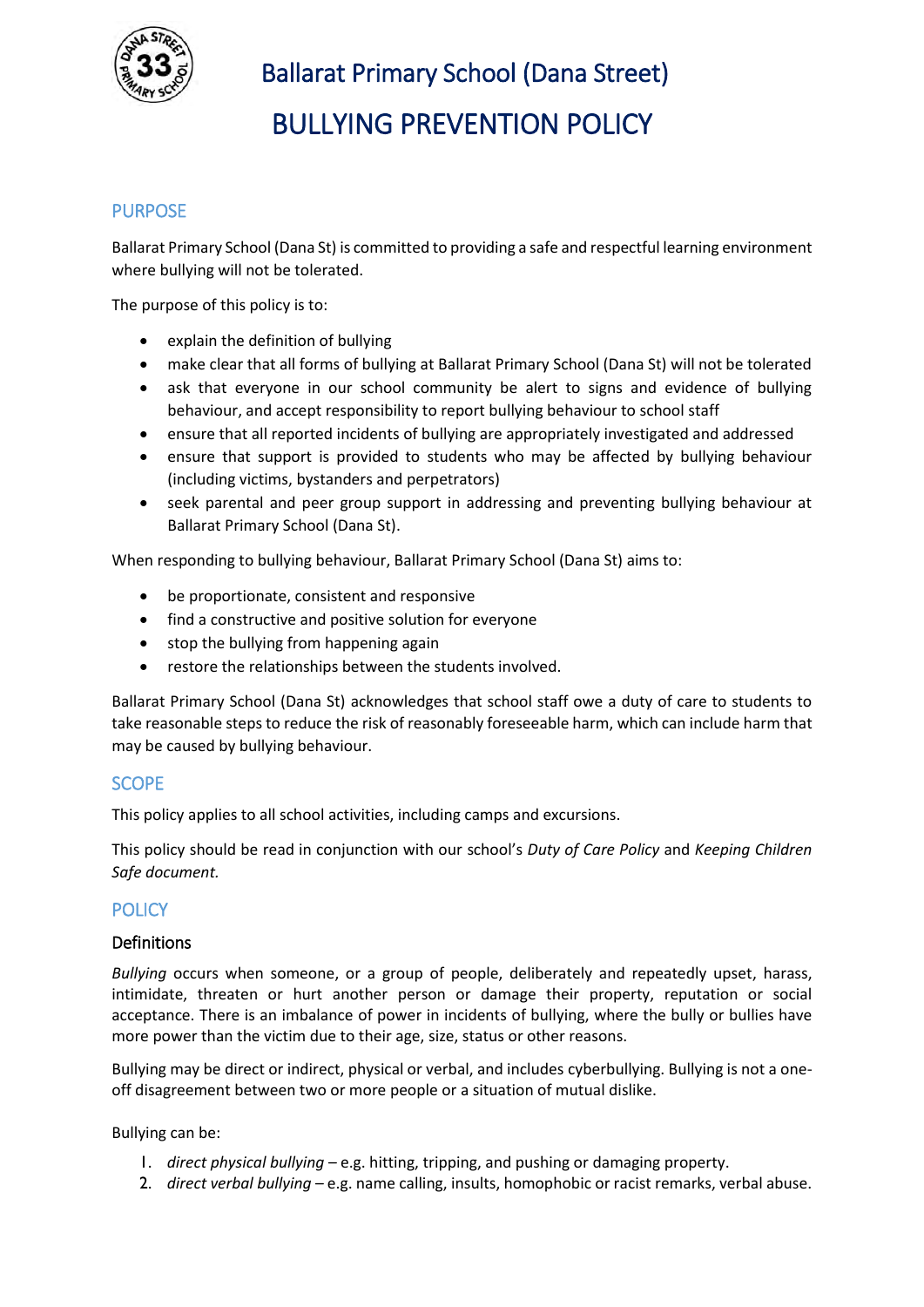# Ballarat Primary School (Dana Street)

# BULLYING PREVENTION POLICY

## PURPOSE

Ballarat Primary School (Dana St) is committed to providing a safe and respectful learning environment where bullying will not be tolerated.

The purpose of this policy is to:

- explain the definition of bullying
- make clear that all forms of bullying at Ballarat Primary School (Dana St) will not be tolerated
- ask that everyone in our school community be alert to signs and evidence of bullying behaviour, and accept responsibility to report bullying behaviour to school staff
- ensure that all reported incidents of bullying are appropriately investigated and addressed
- ensure that support is provided to students who may be affected by bullying behaviour (including victims, bystanders and perpetrators)
- seek parental and peer group support in addressing and preventing bullying behaviour at Ballarat Primary School (Dana St).

When responding to bullying behaviour, Ballarat Primary School (Dana St) aims to:

- be proportionate, consistent and responsive
- find a constructive and positive solution for everyone
- stop the bullying from happening again
- restore the relationships between the students involved.

Ballarat Primary School (Dana St) acknowledges that school staff owe a duty of care to students to take reasonable steps to reduce the risk of reasonably foreseeable harm, which can include harm that may be caused by bullying behaviour.

## SCOPE

This policy applies to all school activities, including camps and excursions.

This policy should be read in conjunction with our school's *Duty of Care Policy* and *Keeping Children Safe document.*

## POLICY

### Definitions

*Bullying* occurs when someone, or a group of people, deliberately and repeatedly upset, harass, intimidate, threaten or hurt another person or damage their property, reputation or social acceptance. There is an imbalance of power in incidents of bullying, where the bully or bullies have more power than the victim due to their age, size, status or other reasons.

Bullying may be direct or indirect, physical or verbal, and includes cyberbullying. Bullying is not a one-off disagreement between two or more people or a situation of mutual dislike.

Bullying can be:

1. *direct physical bullying* – e.g. hitting, tripping, and pushing or damaging property.
2. *direct verbal bullying* – e.g. name calling, insults, homophobic or racist remarks, verbal abuse.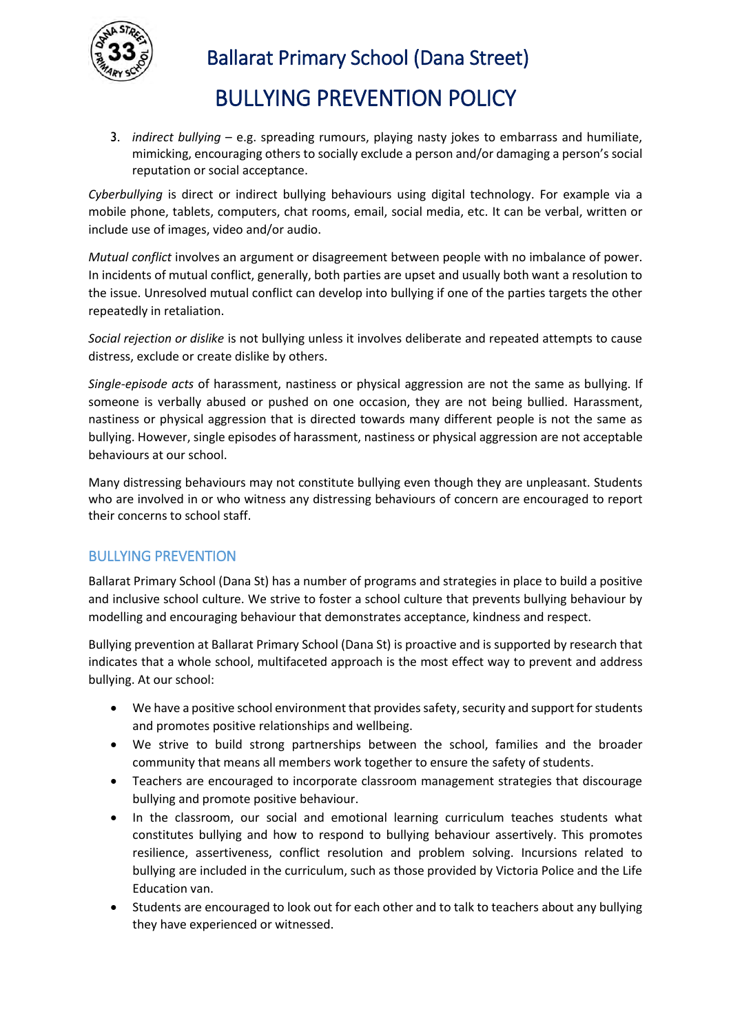3. *indirect bullying* – e.g. spreading rumours, playing nasty jokes to embarrass and humiliate, mimicking, encouraging others to socially exclude a person and/or damaging a person's social reputation or social acceptance.

*Cyberbullying* is direct or indirect bullying behaviours using digital technology. For example via a mobile phone, tablets, computers, chat rooms, email, social media, etc. It can be verbal, written or include use of images, video and/or audio.

*Mutual conflict* involves an argument or disagreement between people with no imbalance of power. In incidents of mutual conflict, generally, both parties are upset and usually both want a resolution to the issue. Unresolved mutual conflict can develop into bullying if one of the parties targets the other repeatedly in retaliation.

*Social rejection or dislike* is not bullying unless it involves deliberate and repeated attempts to cause distress, exclude or create dislike by others.

*Single-episode acts* of harassment, nastiness or physical aggression are not the same as bullying. If someone is verbally abused or pushed on one occasion, they are not being bullied. Harassment, nastiness or physical aggression that is directed towards many different people is not the same as bullying. However, single episodes of harassment, nastiness or physical aggression are not acceptable behaviours at our school.

Many distressing behaviours may not constitute bullying even though they are unpleasant. Students who are involved in or who witness any distressing behaviours of concern are encouraged to report their concerns to school staff.

## BULLYING PREVENTION

Ballarat Primary School (Dana St) has a number of programs and strategies in place to build a positive and inclusive school culture. We strive to foster a school culture that prevents bullying behaviour by modelling and encouraging behaviour that demonstrates acceptance, kindness and respect.

Bullying prevention at Ballarat Primary School (Dana St) is proactive and is supported by research that indicates that a whole school, multifaceted approach is the most effect way to prevent and address bullying. At our school:

- We have a positive school environment that provides safety, security and support for students and promotes positive relationships and wellbeing.
- We strive to build strong partnerships between the school, families and the broader community that means all members work together to ensure the safety of students.
- Teachers are encouraged to incorporate classroom management strategies that discourage bullying and promote positive behaviour.
- In the classroom, our social and emotional learning curriculum teaches students what constitutes bullying and how to respond to bullying behaviour assertively. This promotes resilience, assertiveness, conflict resolution and problem solving. Incursions related to bullying are included in the curriculum, such as those provided by Victoria Police and the Life Education van.
- Students are encouraged to look out for each other and to talk to teachers about any bullying they have experienced or witnessed.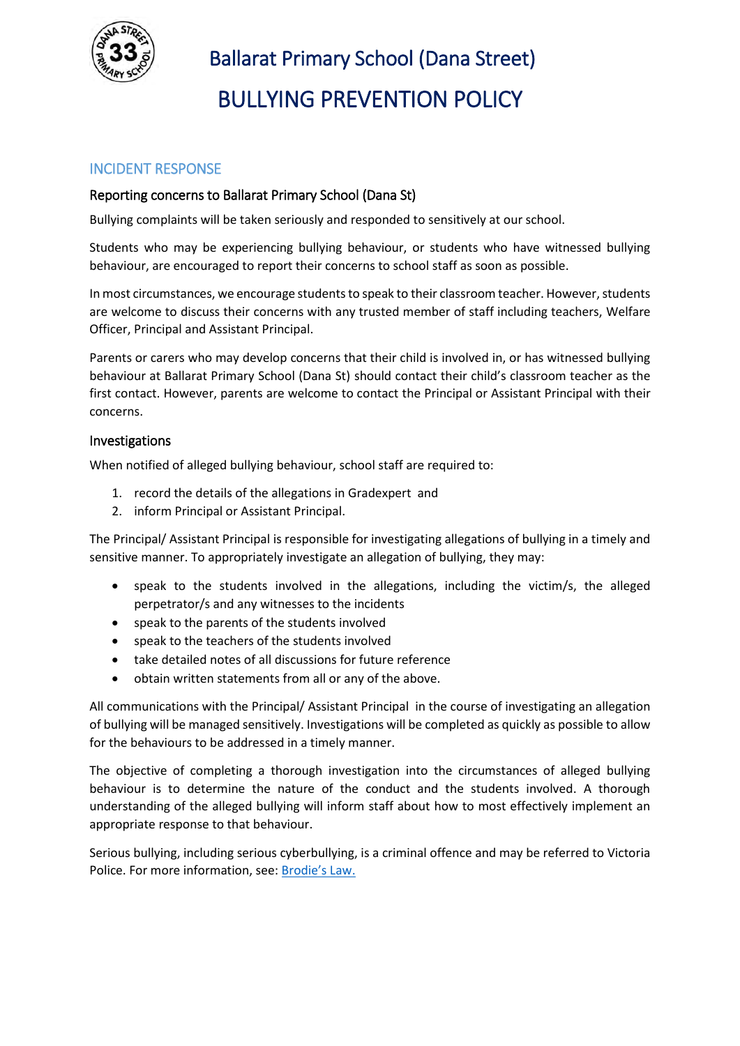# Ballarat Primary School (Dana Street)

# BULLYING PREVENTION POLICY

## INCIDENT RESPONSE

### Reporting concerns to Ballarat Primary School (Dana St)

Bullying complaints will be taken seriously and responded to sensitively at our school.

Students who may be experiencing bullying behaviour, or students who have witnessed bullying behaviour, are encouraged to report their concerns to school staff as soon as possible.

In most circumstances, we encourage students to speak to their classroom teacher. However, students are welcome to discuss their concerns with any trusted member of staff including teachers, Welfare Officer, Principal and Assistant Principal.

Parents or carers who may develop concerns that their child is involved in, or has witnessed bullying behaviour at Ballarat Primary School (Dana St) should contact their child's classroom teacher as the first contact. However, parents are welcome to contact the Principal or Assistant Principal with their concerns.

### Investigations

When notified of alleged bullying behaviour, school staff are required to:

1. record the details of the allegations in Gradexpert and
2. inform Principal or Assistant Principal.

The Principal/ Assistant Principal is responsible for investigating allegations of bullying in a timely and sensitive manner. To appropriately investigate an allegation of bullying, they may:

- speak to the students involved in the allegations, including the victim/s, the alleged perpetrator/s and any witnesses to the incidents
- speak to the parents of the students involved
- speak to the teachers of the students involved
- take detailed notes of all discussions for future reference
- obtain written statements from all or any of the above.

All communications with the Principal/ Assistant Principal in the course of investigating an allegation of bullying will be managed sensitively. Investigations will be completed as quickly as possible to allow for the behaviours to be addressed in a timely manner.

The objective of completing a thorough investigation into the circumstances of alleged bullying behaviour is to determine the nature of the conduct and the students involved. A thorough understanding of the alleged bullying will inform staff about how to most effectively implement an appropriate response to that behaviour.

Serious bullying, including serious cyberbullying, is a criminal offence and may be referred to Victoria Police. For more information, see: Brodie's Law.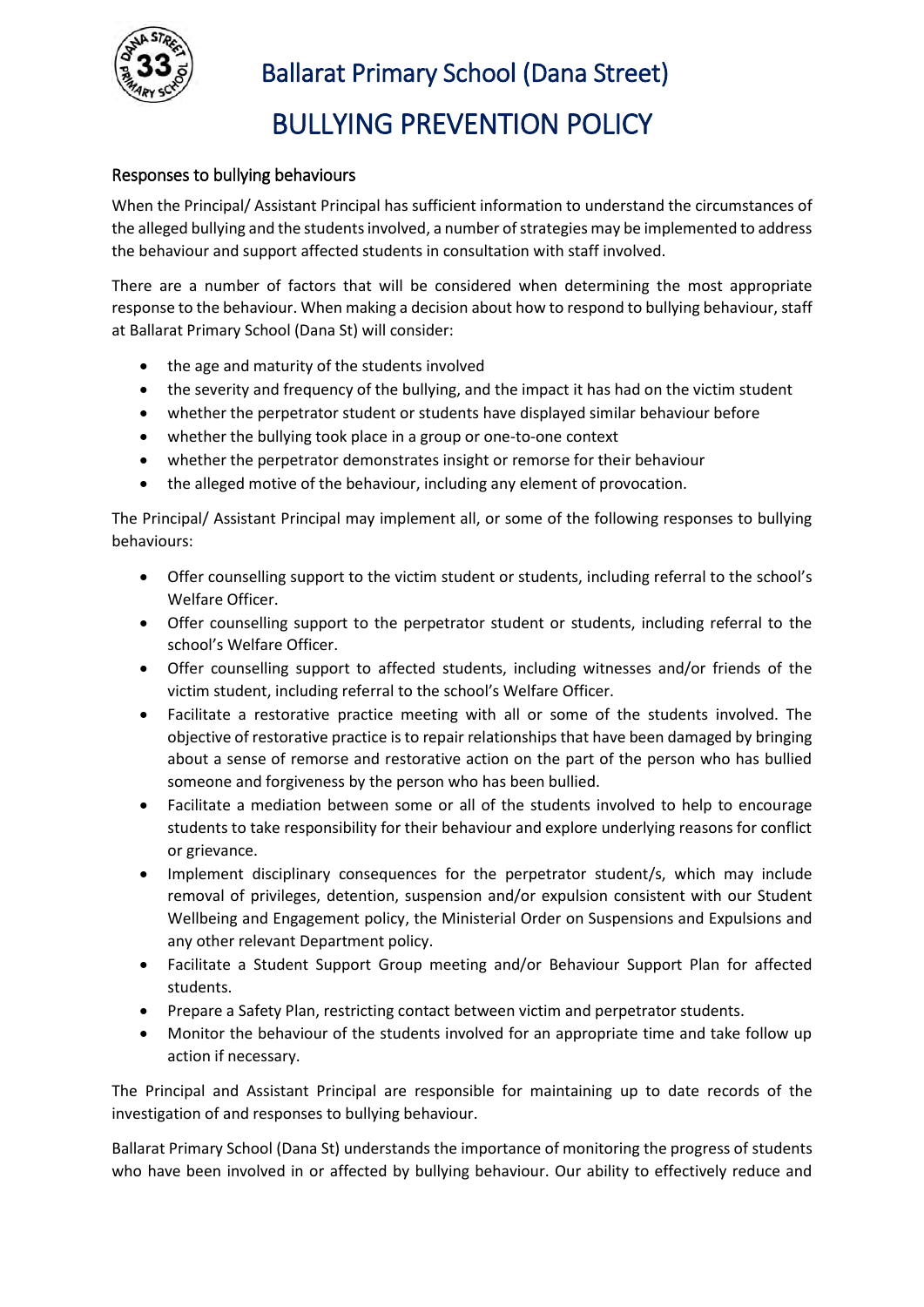## Responses to bullying behaviours

When the Principal/ Assistant Principal has sufficient information to understand the circumstances of the alleged bullying and the students involved, a number of strategies may be implemented to address the behaviour and support affected students in consultation with staff involved.

There are a number of factors that will be considered when determining the most appropriate response to the behaviour. When making a decision about how to respond to bullying behaviour, staff at Ballarat Primary School (Dana St) will consider:

- the age and maturity of the students involved
- the severity and frequency of the bullying, and the impact it has had on the victim student
- whether the perpetrator student or students have displayed similar behaviour before
- whether the bullying took place in a group or one-to-one context
- whether the perpetrator demonstrates insight or remorse for their behaviour
- the alleged motive of the behaviour, including any element of provocation.

The Principal/ Assistant Principal may implement all, or some of the following responses to bullying behaviours:

- Offer counselling support to the victim student or students, including referral to the school's Welfare Officer.
- Offer counselling support to the perpetrator student or students, including referral to the school's Welfare Officer.
- Offer counselling support to affected students, including witnesses and/or friends of the victim student, including referral to the school's Welfare Officer.
- Facilitate a restorative practice meeting with all or some of the students involved. The objective of restorative practice is to repair relationships that have been damaged by bringing about a sense of remorse and restorative action on the part of the person who has bullied someone and forgiveness by the person who has been bullied.
- Facilitate a mediation between some or all of the students involved to help to encourage students to take responsibility for their behaviour and explore underlying reasons for conflict or grievance.
- Implement disciplinary consequences for the perpetrator student/s, which may include removal of privileges, detention, suspension and/or expulsion consistent with our Student Wellbeing and Engagement policy, the Ministerial Order on Suspensions and Expulsions and any other relevant Department policy.
- Facilitate a Student Support Group meeting and/or Behaviour Support Plan for affected students.
- Prepare a Safety Plan, restricting contact between victim and perpetrator students.
- Monitor the behaviour of the students involved for an appropriate time and take follow up action if necessary.

The Principal and Assistant Principal are responsible for maintaining up to date records of the investigation of and responses to bullying behaviour.

Ballarat Primary School (Dana St) understands the importance of monitoring the progress of students who have been involved in or affected by bullying behaviour. Our ability to effectively reduce and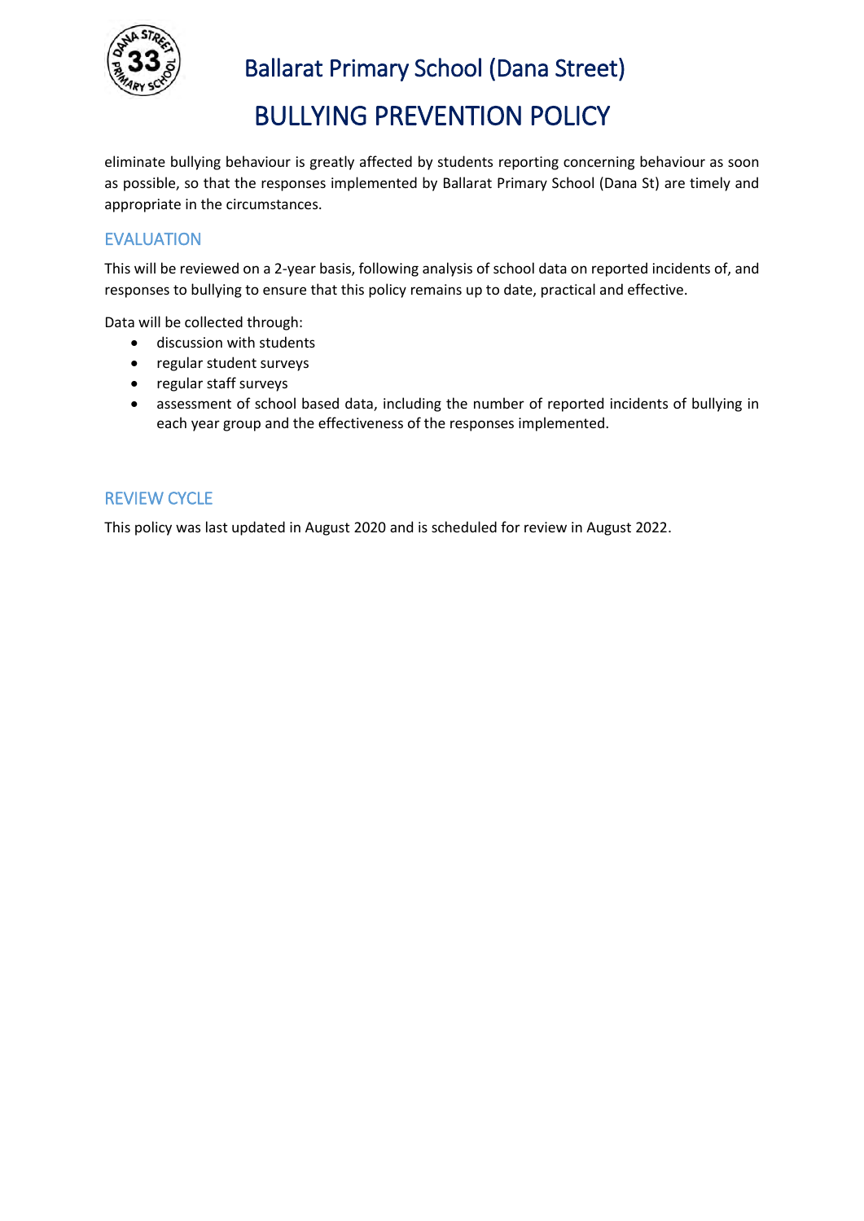eliminate bullying behaviour is greatly affected by students reporting concerning behaviour as soon as possible, so that the responses implemented by Ballarat Primary School (Dana St) are timely and appropriate in the circumstances.

## EVALUATION

This will be reviewed on a 2-year basis, following analysis of school data on reported incidents of, and responses to bullying to ensure that this policy remains up to date, practical and effective.

Data will be collected through:

- discussion with students
- regular student surveys
- regular staff surveys
- assessment of school based data, including the number of reported incidents of bullying in each year group and the effectiveness of the responses implemented.

## REVIEW CYCLE

This policy was last updated in August 2020 and is scheduled for review in August 2022.